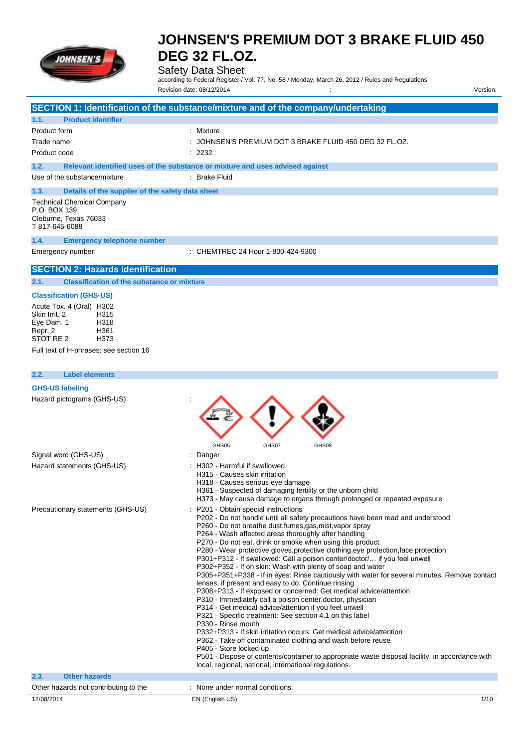# JOHNSEN'S PREMIUM DOT 3 BRAKE FLUID 450 DEG 32 FL.OZ.

Safety Data Sheet

according to Federal Register / Vol. 77, No. 58 / Monday, March 26, 2012 / Rules and Regulations

Revision date: 08/12/2014 : Version:

## SECTION 1: Identification of the substance/mixture and of the company/undertaking

### 1.1. Product identifier

| | |
|---|---|
| Product form | : Mixture |
| Trade name | : JOHNSEN'S PREMIUM DOT 3 BRAKE FLUID 450 DEG 32 FL.OZ. |
| Product code | : 2232 |

### 1.2. Relevant identified uses of the substance or mixture and uses advised against

| | |
|---|---|
| Use of the substance/mixture | : Brake Fluid |

### 1.3. Details of the supplier of the safety data sheet

Technical Chemical Company
P.O. BOX 139
Cleburne, Texas 76033
T 817-645-6088

### 1.4. Emergency telephone number

| | |
|---|---|
| Emergency number | : CHEMTREC 24 Hour 1-800-424-9300 |

## SECTION 2: Hazards identification

### 2.1. Classification of the substance or mixture

**Classification (GHS-US)**

| | |
|---|---|
| Acute Tox. 4 (Oral) | H302 |
| Skin Irrit. 2 | H315 |
| Eye Dam. 1 | H318 |
| Repr. 2 | H361 |
| STOT RE 2 | H373 |

Full text of H-phrases: see section 16

### 2.2. Label elements

**GHS-US labeling**

Hazard pictograms (GHS-US) :

GHS05 GHS07 GHS08

Signal word (GHS-US) : Danger

Hazard statements (GHS-US) :
- H302 - Harmful if swallowed
- H315 - Causes skin irritation
- H318 - Causes serious eye damage
- H361 - Suspected of damaging fertility or the unborn child
- H373 - May cause damage to organs through prolonged or repeated exposure

Precautionary statements (GHS-US) :
- P201 - Obtain special instructions
- P202 - Do not handle until all safety precautions have been read and understood
- P260 - Do not breathe dust,fumes,gas,mist,vapor spray
- P264 - Wash affected areas thoroughly after handling
- P270 - Do not eat, drink or smoke when using this product
- P280 - Wear protective gloves,protective clothing,eye protection,face protection
- P301+P312 - If swallowed: Call a poison center/doctor/… if you feel unwell
- P302+P352 - If on skin: Wash with plenty of soap and water
- P305+P351+P338 - If in eyes: Rinse cautiously with water for several minutes. Remove contact lenses, if present and easy to do. Continue rinsing
- P308+P313 - If exposed or concerned: Get medical advice/attention
- P310 - Immediately call a poison center,doctor, physician
- P314 - Get medical advice/attention if you feel unwell
- P321 - Specific treatment: See section 4.1 on this label
- P330 - Rinse mouth
- P332+P313 - If skin irritation occurs: Get medical advice/attention
- P362 - Take off contaminated clothing and wash before reuse
- P405 - Store locked up
- P501 - Dispose of contents/container to appropriate waste disposal facility, in accordance with local, regional, national, international regulations.

### 2.3. Other hazards

| | |
|---|---|
| Other hazards not contributing to the | : None under normal conditions. |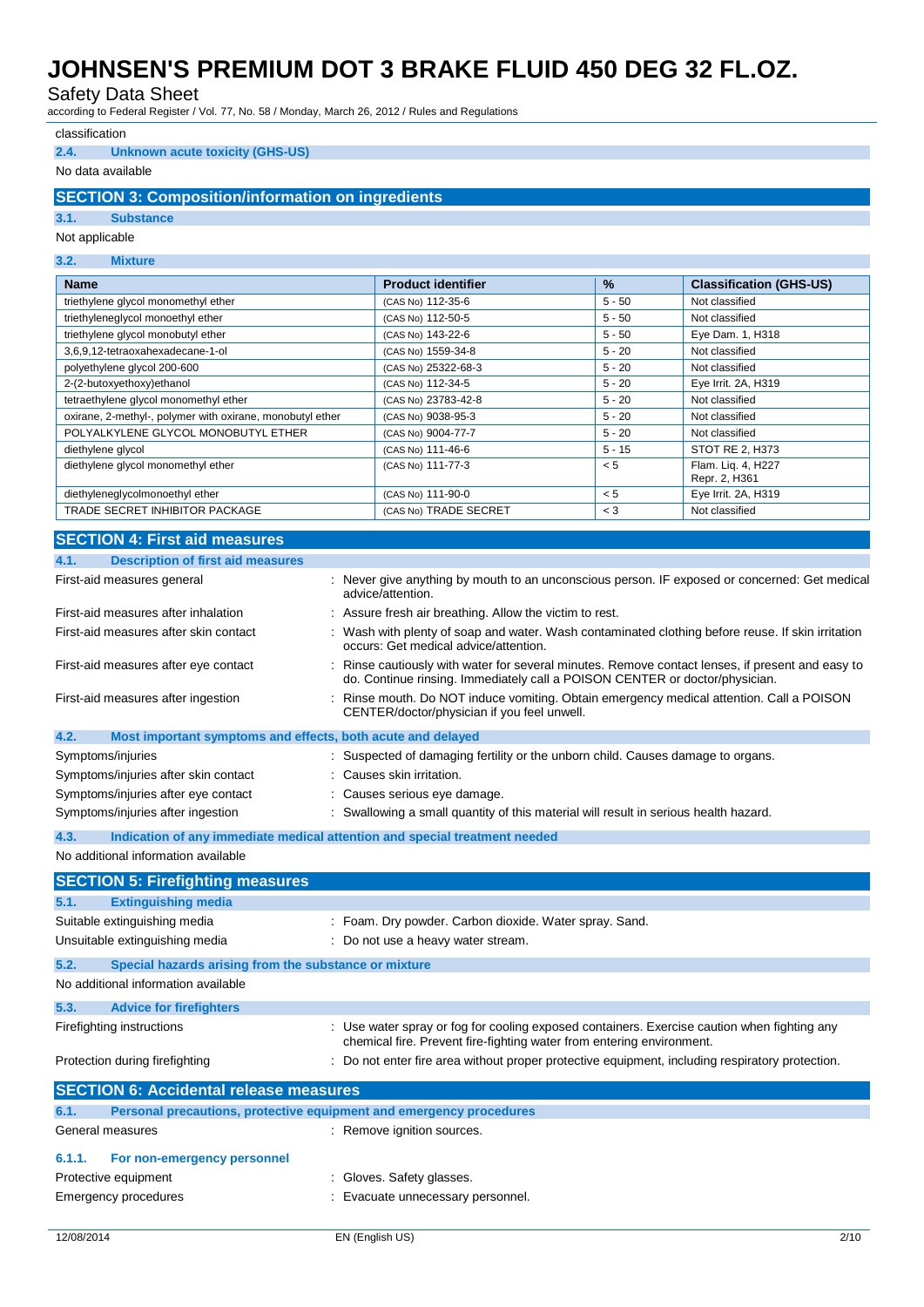classification

### 2.4. Unknown acute toxicity (GHS-US)

No data available

## SECTION 3: Composition/information on ingredients

### 3.1. Substance

Not applicable

### 3.2. Mixture

| Name | Product identifier | % | Classification (GHS-US) |
|---|---|---|---|
| triethylene glycol monomethyl ether | (CAS No) 112-35-6 | 5 - 50 | Not classified |
| triethyleneglycol monoethyl ether | (CAS No) 112-50-5 | 5 - 50 | Not classified |
| triethylene glycol monobutyl ether | (CAS No) 143-22-6 | 5 - 50 | Eye Dam. 1, H318 |
| 3,6,9,12-tetraoxahexadecane-1-ol | (CAS No) 1559-34-8 | 5 - 20 | Not classified |
| polyethylene glycol 200-600 | (CAS No) 25322-68-3 | 5 - 20 | Not classified |
| 2-(2-butoxyethoxy)ethanol | (CAS No) 112-34-5 | 5 - 20 | Eye Irrit. 2A, H319 |
| tetraethylene glycol monomethyl ether | (CAS No) 23783-42-8 | 5 - 20 | Not classified |
| oxirane, 2-methyl-, polymer with oxirane, monobutyl ether | (CAS No) 9038-95-3 | 5 - 20 | Not classified |
| POLYALKYLENE GLYCOL MONOBUTYL ETHER | (CAS No) 9004-77-7 | 5 - 20 | Not classified |
| diethylene glycol | (CAS No) 111-46-6 | 5 - 15 | STOT RE 2, H373 |
| diethylene glycol monomethyl ether | (CAS No) 111-77-3 | < 5 | Flam. Liq. 4, H227<br>Repr. 2, H361 |
| diethyleneglycolmonoethyl ether | (CAS No) 111-90-0 | < 5 | Eye Irrit. 2A, H319 |
| TRADE SECRET INHIBITOR PACKAGE | (CAS No) TRADE SECRET | < 3 | Not classified |

## SECTION 4: First aid measures

### 4.1. Description of first aid measures

First-aid measures general : Never give anything by mouth to an unconscious person. IF exposed or concerned: Get medical advice/attention.

First-aid measures after inhalation : Assure fresh air breathing. Allow the victim to rest.

First-aid measures after skin contact : Wash with plenty of soap and water. Wash contaminated clothing before reuse. If skin irritation occurs: Get medical advice/attention.

First-aid measures after eye contact : Rinse cautiously with water for several minutes. Remove contact lenses, if present and easy to do. Continue rinsing. Immediately call a POISON CENTER or doctor/physician.

First-aid measures after ingestion : Rinse mouth. Do NOT induce vomiting. Obtain emergency medical attention. Call a POISON CENTER/doctor/physician if you feel unwell.

### 4.2. Most important symptoms and effects, both acute and delayed

Symptoms/injuries : Suspected of damaging fertility or the unborn child. Causes damage to organs.

Symptoms/injuries after skin contact : Causes skin irritation.

Symptoms/injuries after eye contact : Causes serious eye damage.

Symptoms/injuries after ingestion : Swallowing a small quantity of this material will result in serious health hazard.

### 4.3. Indication of any immediate medical attention and special treatment needed

No additional information available

## SECTION 5: Firefighting measures

### 5.1. Extinguishing media

Suitable extinguishing media : Foam. Dry powder. Carbon dioxide. Water spray. Sand.

Unsuitable extinguishing media : Do not use a heavy water stream.

### 5.2. Special hazards arising from the substance or mixture

No additional information available

### 5.3. Advice for firefighters

Firefighting instructions : Use water spray or fog for cooling exposed containers. Exercise caution when fighting any chemical fire. Prevent fire-fighting water from entering environment.

Protection during firefighting : Do not enter fire area without proper protective equipment, including respiratory protection.

## SECTION 6: Accidental release measures

### 6.1. Personal precautions, protective equipment and emergency procedures

General measures : Remove ignition sources.

#### 6.1.1. For non-emergency personnel

Protective equipment : Gloves. Safety glasses.

Emergency procedures : Evacuate unnecessary personnel.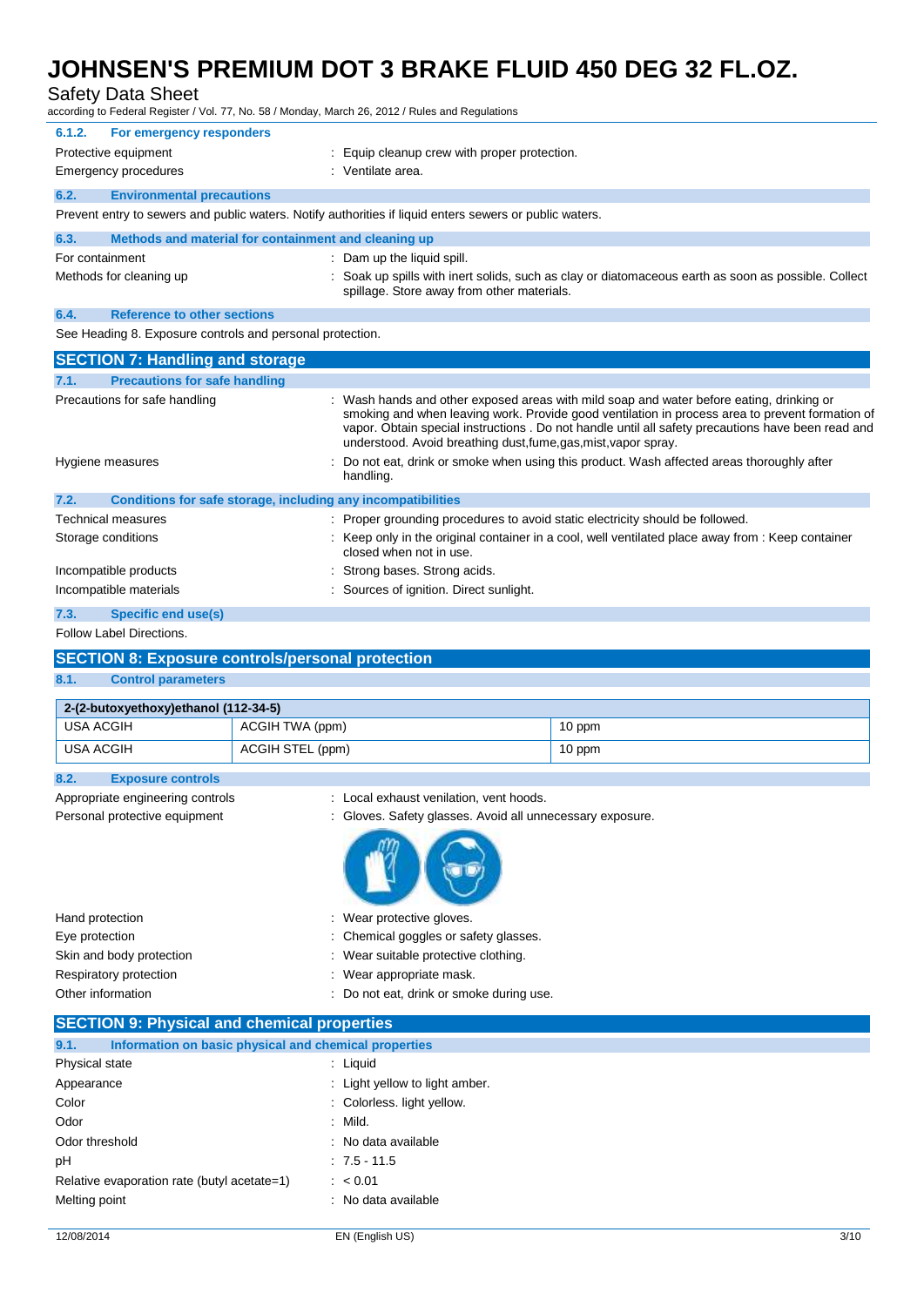#### 6.1.2. For emergency responders

Protective equipment : Equip cleanup crew with proper protection.

Emergency procedures : Ventilate area.

### 6.2. Environmental precautions

Prevent entry to sewers and public waters. Notify authorities if liquid enters sewers or public waters.

### 6.3. Methods and material for containment and cleaning up

For containment : Dam up the liquid spill.

Methods for cleaning up : Soak up spills with inert solids, such as clay or diatomaceous earth as soon as possible. Collect spillage. Store away from other materials.

### 6.4. Reference to other sections

See Heading 8. Exposure controls and personal protection.

## SECTION 7: Handling and storage

### 7.1. Precautions for safe handling

Precautions for safe handling : Wash hands and other exposed areas with mild soap and water before eating, drinking or smoking and when leaving work. Provide good ventilation in process area to prevent formation of vapor. Obtain special instructions . Do not handle until all safety precautions have been read and understood. Avoid breathing dust,fume,gas,mist,vapor spray.

Hygiene measures : Do not eat, drink or smoke when using this product. Wash affected areas thoroughly after handling.

### 7.2. Conditions for safe storage, including any incompatibilities

Technical measures : Proper grounding procedures to avoid static electricity should be followed.

Storage conditions : Keep only in the original container in a cool, well ventilated place away from : Keep container closed when not in use.

Incompatible products : Strong bases. Strong acids.

Incompatible materials : Sources of ignition. Direct sunlight.

### 7.3. Specific end use(s)

Follow Label Directions.

## SECTION 8: Exposure controls/personal protection

### 8.1. Control parameters

| 2-(2-butoxyethoxy)ethanol (112-34-5) | | |
|---|---|---|
| USA ACGIH | ACGIH TWA (ppm) | 10 ppm |
| USA ACGIH | ACGIH STEL (ppm) | 10 ppm |

### 8.2. Exposure controls

Appropriate engineering controls : Local exhaust venilation, vent hoods.

Personal protective equipment : Gloves. Safety glasses. Avoid all unnecessary exposure.

Hand protection : Wear protective gloves.

Eye protection : Chemical goggles or safety glasses.

Skin and body protection : Wear suitable protective clothing.

Respiratory protection : Wear appropriate mask.

Other information : Do not eat, drink or smoke during use.

## SECTION 9: Physical and chemical properties

### 9.1. Information on basic physical and chemical properties

Physical state : Liquid

Appearance : Light yellow to light amber.

Color : Colorless. light yellow.

Odor : Mild.

Odor threshold : No data available

pH : 7.5 - 11.5

Relative evaporation rate (butyl acetate=1) : < 0.01

Melting point : No data available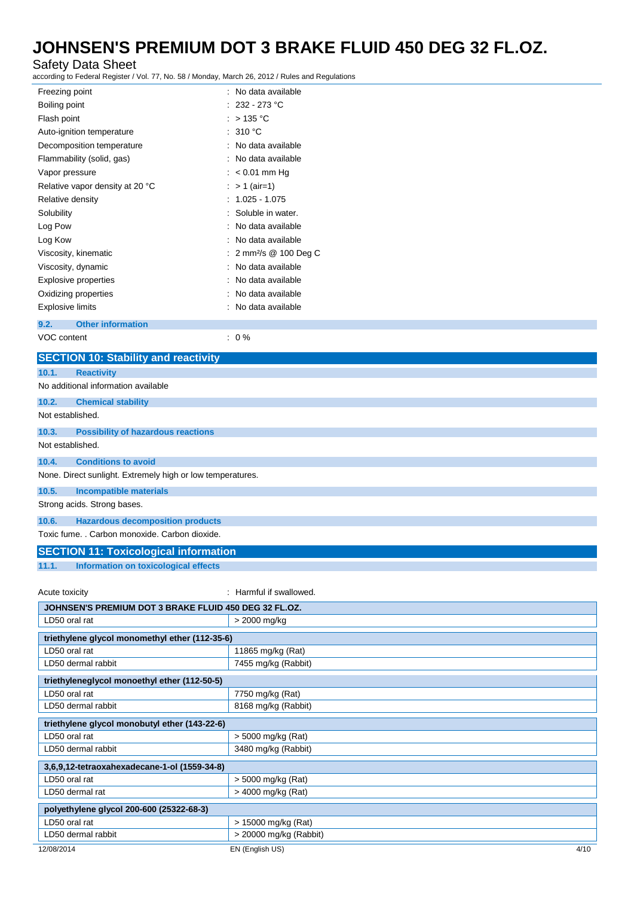| | |
|---|---|
| Freezing point | : No data available |
| Boiling point | : 232 - 273 °C |
| Flash point | : > 135 °C |
| Auto-ignition temperature | : 310 °C |
| Decomposition temperature | : No data available |
| Flammability (solid, gas) | : No data available |
| Vapor pressure | : < 0.01 mm Hg |
| Relative vapor density at 20 °C | : > 1 (air=1) |
| Relative density | : 1.025 - 1.075 |
| Solubility | : Soluble in water. |
| Log Pow | : No data available |
| Log Kow | : No data available |
| Viscosity, kinematic | : 2 $mm^2/s$ @ 100 Deg C |
| Viscosity, dynamic | : No data available |
| Explosive properties | : No data available |
| Oxidizing properties | : No data available |
| Explosive limits | : No data available |

### 9.2. Other information

VOC content : 0 %

## SECTION 10: Stability and reactivity

### 10.1. Reactivity

No additional information available

### 10.2. Chemical stability

Not established.

### 10.3. Possibility of hazardous reactions

Not established.

### 10.4. Conditions to avoid

None. Direct sunlight. Extremely high or low temperatures.

### 10.5. Incompatible materials

Strong acids. Strong bases.

### 10.6. Hazardous decomposition products

Toxic fume. . Carbon monoxide. Carbon dioxide.

## SECTION 11: Toxicological information

### 11.1. Information on toxicological effects

Acute toxicity : Harmful if swallowed.

| JOHNSEN'S PREMIUM DOT 3 BRAKE FLUID 450 DEG 32 FL.OZ. | |
|---|---|
| LD50 oral rat | > 2000 mg/kg |

| triethylene glycol monomethyl ether (112-35-6) | |
|---|---|
| LD50 oral rat | 11865 mg/kg (Rat) |
| LD50 dermal rabbit | 7455 mg/kg (Rabbit) |

| triethyleneglycol monoethyl ether (112-50-5) | |
|---|---|
| LD50 oral rat | 7750 mg/kg (Rat) |
| LD50 dermal rabbit | 8168 mg/kg (Rabbit) |

| triethylene glycol monobutyl ether (143-22-6) | |
|---|---|
| LD50 oral rat | > 5000 mg/kg (Rat) |
| LD50 dermal rabbit | 3480 mg/kg (Rabbit) |

| 3,6,9,12-tetraoxahexadecane-1-ol (1559-34-8) | |
|---|---|
| LD50 oral rat | > 5000 mg/kg (Rat) |
| LD50 dermal rat | > 4000 mg/kg (Rat) |

| polyethylene glycol 200-600 (25322-68-3) | |
|---|---|
| LD50 oral rat | > 15000 mg/kg (Rat) |
| LD50 dermal rabbit | > 20000 mg/kg (Rabbit) |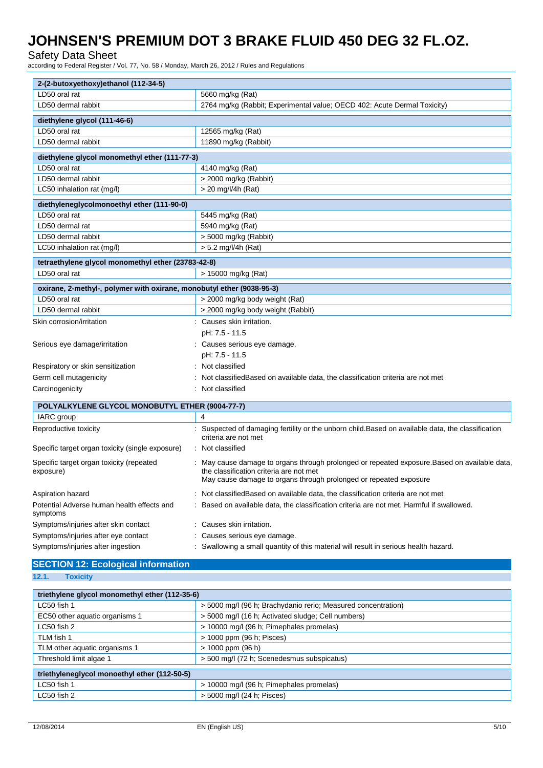| 2-(2-butoxyethoxy)ethanol (112-34-5) | |
|---|---|
| LD50 oral rat | 5660 mg/kg (Rat) |
| LD50 dermal rabbit | 2764 mg/kg (Rabbit; Experimental value; OECD 402: Acute Dermal Toxicity) |

| diethylene glycol (111-46-6) | |
|---|---|
| LD50 oral rat | 12565 mg/kg (Rat) |
| LD50 dermal rabbit | 11890 mg/kg (Rabbit) |

| diethylene glycol monomethyl ether (111-77-3) | |
|---|---|
| LD50 oral rat | 4140 mg/kg (Rat) |
| LD50 dermal rabbit | > 2000 mg/kg (Rabbit) |
| LC50 inhalation rat (mg/l) | > 20 mg/l/4h (Rat) |

| diethyleneglycolmonoethyl ether (111-90-0) | |
|---|---|
| LD50 oral rat | 5445 mg/kg (Rat) |
| LD50 dermal rat | 5940 mg/kg (Rat) |
| LD50 dermal rabbit | > 5000 mg/kg (Rabbit) |
| LC50 inhalation rat (mg/l) | > 5.2 mg/l/4h (Rat) |

| tetraethylene glycol monomethyl ether (23783-42-8) | |
|---|---|
| LD50 oral rat | > 15000 mg/kg (Rat) |

| oxirane, 2-methyl-, polymer with oxirane, monobutyl ether (9038-95-3) | |
|---|---|
| LD50 oral rat | > 2000 mg/kg body weight (Rat) |
| LD50 dermal rabbit | > 2000 mg/kg body weight (Rabbit) |

Skin corrosion/irritation : Causes skin irritation.
pH: 7.5 - 11.5

Serious eye damage/irritation : Causes serious eye damage.
pH: 7.5 - 11.5

Respiratory or skin sensitization : Not classified

Germ cell mutagenicity : Not classifiedBased on available data, the classification criteria are not met

Carcinogenicity : Not classified

| POLYALKYLENE GLYCOL MONOBUTYL ETHER (9004-77-7) | |
|---|---|
| IARC group | 4 |

Reproductive toxicity : Suspected of damaging fertility or the unborn child.Based on available data, the classification criteria are not met

Specific target organ toxicity (single exposure) : Not classified

Specific target organ toxicity (repeated exposure) : May cause damage to organs through prolonged or repeated exposure.Based on available data, the classification criteria are not met
May cause damage to organs through prolonged or repeated exposure

Aspiration hazard : Not classifiedBased on available data, the classification criteria are not met

Potential Adverse human health effects and symptoms : Based on available data, the classification criteria are not met. Harmful if swallowed.

Symptoms/injuries after skin contact : Causes skin irritation.

Symptoms/injuries after eye contact : Causes serious eye damage.

Symptoms/injuries after ingestion : Swallowing a small quantity of this material will result in serious health hazard.

## SECTION 12: Ecological information

### 12.1. Toxicity

| triethylene glycol monomethyl ether (112-35-6) | |
|---|---|
| LC50 fish 1 | > 5000 mg/l (96 h; Brachydanio rerio; Measured concentration) |
| EC50 other aquatic organisms 1 | > 5000 mg/l (16 h; Activated sludge; Cell numbers) |
| LC50 fish 2 | > 10000 mg/l (96 h; Pimephales promelas) |
| TLM fish 1 | > 1000 ppm (96 h; Pisces) |
| TLM other aquatic organisms 1 | > 1000 ppm (96 h) |
| Threshold limit algae 1 | > 500 mg/l (72 h; Scenedesmus subspicatus) |

| triethyleneglycol monoethyl ether (112-50-5) | |
|---|---|
| LC50 fish 1 | > 10000 mg/l (96 h; Pimephales promelas) |
| LC50 fish 2 | > 5000 mg/l (24 h; Pisces) |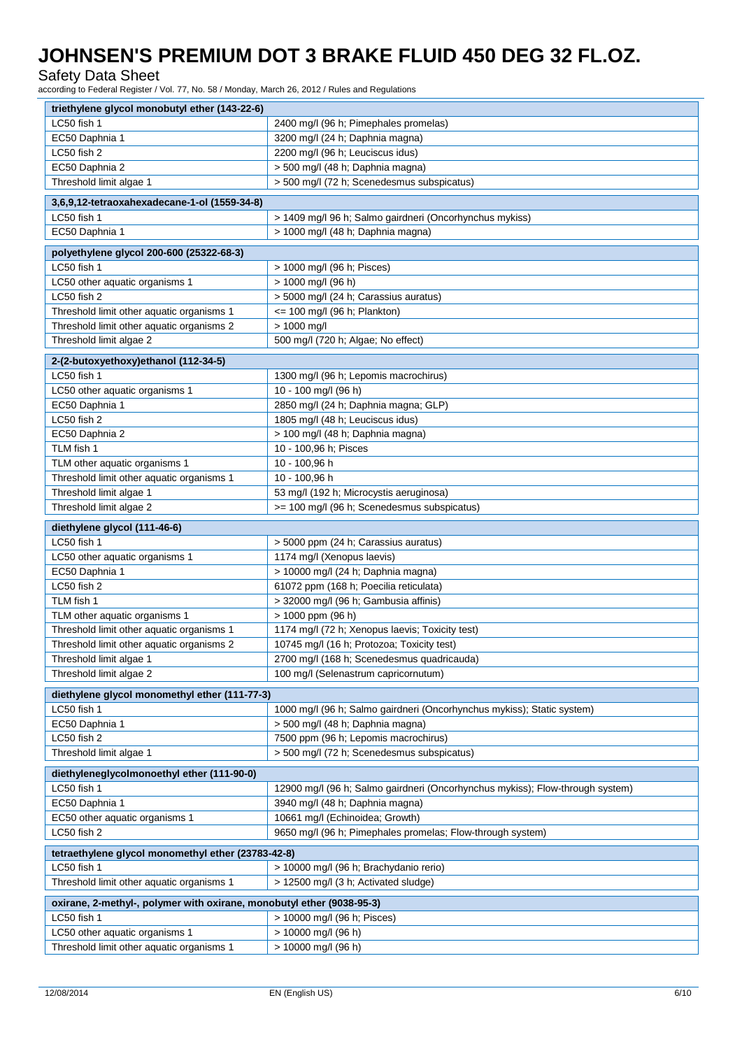| triethylene glycol monobutyl ether (143-22-6) | |
|---|---|
| LC50 fish 1 | 2400 mg/l (96 h; Pimephales promelas) |
| EC50 Daphnia 1 | 3200 mg/l (24 h; Daphnia magna) |
| LC50 fish 2 | 2200 mg/l (96 h; Leuciscus idus) |
| EC50 Daphnia 2 | > 500 mg/l (48 h; Daphnia magna) |
| Threshold limit algae 1 | > 500 mg/l (72 h; Scenedesmus subspicatus) |

| 3,6,9,12-tetraoxahexadecane-1-ol (1559-34-8) | |
|---|---|
| LC50 fish 1 | > 1409 mg/l 96 h; Salmo gairdneri (Oncorhynchus mykiss) |
| EC50 Daphnia 1 | > 1000 mg/l (48 h; Daphnia magna) |

| polyethylene glycol 200-600 (25322-68-3) | |
|---|---|
| LC50 fish 1 | > 1000 mg/l (96 h; Pisces) |
| LC50 other aquatic organisms 1 | > 1000 mg/l (96 h) |
| LC50 fish 2 | > 5000 mg/l (24 h; Carassius auratus) |
| Threshold limit other aquatic organisms 1 | <= 100 mg/l (96 h; Plankton) |
| Threshold limit other aquatic organisms 2 | > 1000 mg/l |
| Threshold limit algae 2 | 500 mg/l (720 h; Algae; No effect) |

| 2-(2-butoxyethoxy)ethanol (112-34-5) | |
|---|---|
| LC50 fish 1 | 1300 mg/l (96 h; Lepomis macrochirus) |
| LC50 other aquatic organisms 1 | 10 - 100 mg/l (96 h) |
| EC50 Daphnia 1 | 2850 mg/l (24 h; Daphnia magna; GLP) |
| LC50 fish 2 | 1805 mg/l (48 h; Leuciscus idus) |
| EC50 Daphnia 2 | > 100 mg/l (48 h; Daphnia magna) |
| TLM fish 1 | 10 - 100,96 h; Pisces |
| TLM other aquatic organisms 1 | 10 - 100,96 h |
| Threshold limit other aquatic organisms 1 | 10 - 100,96 h |
| Threshold limit algae 1 | 53 mg/l (192 h; Microcystis aeruginosa) |
| Threshold limit algae 2 | >= 100 mg/l (96 h; Scenedesmus subspicatus) |

| diethylene glycol (111-46-6) | |
|---|---|
| LC50 fish 1 | > 5000 ppm (24 h; Carassius auratus) |
| LC50 other aquatic organisms 1 | 1174 mg/l (Xenopus laevis) |
| EC50 Daphnia 1 | > 10000 mg/l (24 h; Daphnia magna) |
| LC50 fish 2 | 61072 ppm (168 h; Poecilia reticulata) |
| TLM fish 1 | > 32000 mg/l (96 h; Gambusia affinis) |
| TLM other aquatic organisms 1 | > 1000 ppm (96 h) |
| Threshold limit other aquatic organisms 1 | 1174 mg/l (72 h; Xenopus laevis; Toxicity test) |
| Threshold limit other aquatic organisms 2 | 10745 mg/l (16 h; Protozoa; Toxicity test) |
| Threshold limit algae 1 | 2700 mg/l (168 h; Scenedesmus quadricauda) |
| Threshold limit algae 2 | 100 mg/l (Selenastrum capricornutum) |

| diethylene glycol monomethyl ether (111-77-3) | |
|---|---|
| LC50 fish 1 | 1000 mg/l (96 h; Salmo gairdneri (Oncorhynchus mykiss); Static system) |
| EC50 Daphnia 1 | > 500 mg/l (48 h; Daphnia magna) |
| LC50 fish 2 | 7500 ppm (96 h; Lepomis macrochirus) |
| Threshold limit algae 1 | > 500 mg/l (72 h; Scenedesmus subspicatus) |

| diethyleneglycolmonoethyl ether (111-90-0) | |
|---|---|
| LC50 fish 1 | 12900 mg/l (96 h; Salmo gairdneri (Oncorhynchus mykiss); Flow-through system) |
| EC50 Daphnia 1 | 3940 mg/l (48 h; Daphnia magna) |
| EC50 other aquatic organisms 1 | 10661 mg/l (Echinoidea; Growth) |
| LC50 fish 2 | 9650 mg/l (96 h; Pimephales promelas; Flow-through system) |

| tetraethylene glycol monomethyl ether (23783-42-8) | |
|---|---|
| LC50 fish 1 | > 10000 mg/l (96 h; Brachydanio rerio) |
| Threshold limit other aquatic organisms 1 | > 12500 mg/l (3 h; Activated sludge) |

| oxirane, 2-methyl-, polymer with oxirane, monobutyl ether (9038-95-3) | |
|---|---|
| LC50 fish 1 | > 10000 mg/l (96 h; Pisces) |
| LC50 other aquatic organisms 1 | > 10000 mg/l (96 h) |
| Threshold limit other aquatic organisms 1 | > 10000 mg/l (96 h) |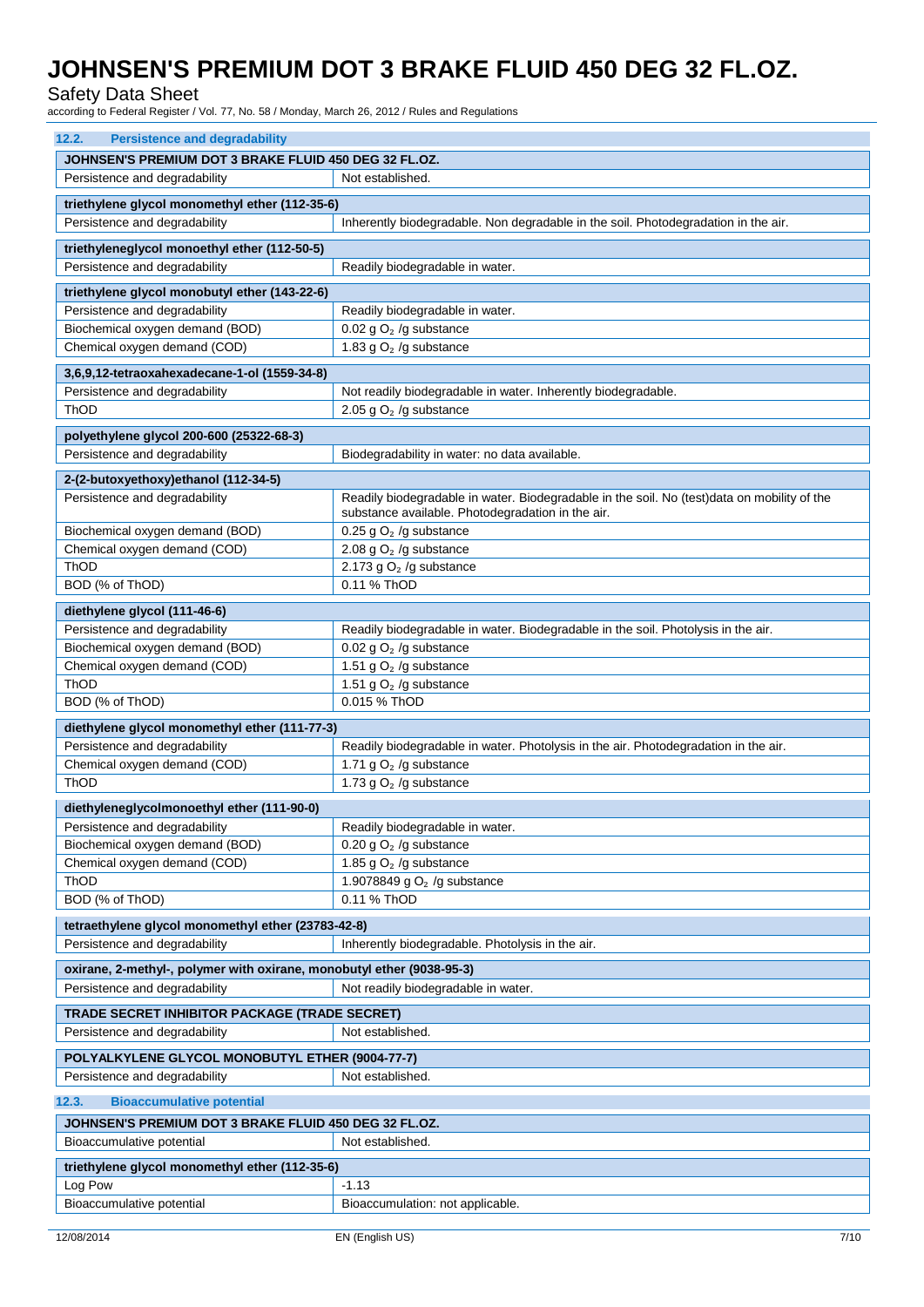### 12.2. Persistence and degradability

| JOHNSEN'S PREMIUM DOT 3 BRAKE FLUID 450 DEG 32 FL.OZ. | |
|---|---|
| Persistence and degradability | Not established. |

| triethylene glycol monomethyl ether (112-35-6) | |
|---|---|
| Persistence and degradability | Inherently biodegradable. Non degradable in the soil. Photodegradation in the air. |

| triethyleneglycol monoethyl ether (112-50-5) | |
|---|---|
| Persistence and degradability | Readily biodegradable in water. |

| triethylene glycol monobutyl ether (143-22-6) | |
|---|---|
| Persistence and degradability | Readily biodegradable in water. |
| Biochemical oxygen demand (BOD) | 0.02 g $O_2$ /g substance |
| Chemical oxygen demand (COD) | 1.83 g $O_2$ /g substance |

| 3,6,9,12-tetraoxahexadecane-1-ol (1559-34-8) | |
|---|---|
| Persistence and degradability | Not readily biodegradable in water. Inherently biodegradable. |
| ThOD | 2.05 g $O_2$ /g substance |

| polyethylene glycol 200-600 (25322-68-3) | |
|---|---|
| Persistence and degradability | Biodegradability in water: no data available. |

| 2-(2-butoxyethoxy)ethanol (112-34-5) | |
|---|---|
| Persistence and degradability | Readily biodegradable in water. Biodegradable in the soil. No (test)data on mobility of the substance available. Photodegradation in the air. |
| Biochemical oxygen demand (BOD) | 0.25 g $O_2$ /g substance |
| Chemical oxygen demand (COD) | 2.08 g $O_2$ /g substance |
| ThOD | 2.173 g $O_2$ /g substance |
| BOD (% of ThOD) | 0.11 % ThOD |

| diethylene glycol (111-46-6) | |
|---|---|
| Persistence and degradability | Readily biodegradable in water. Biodegradable in the soil. Photolysis in the air. |
| Biochemical oxygen demand (BOD) | 0.02 g $O_2$ /g substance |
| Chemical oxygen demand (COD) | 1.51 g $O_2$ /g substance |
| ThOD | 1.51 g $O_2$ /g substance |
| BOD (% of ThOD) | 0.015 % ThOD |

| diethylene glycol monomethyl ether (111-77-3) | |
|---|---|
| Persistence and degradability | Readily biodegradable in water. Photolysis in the air. Photodegradation in the air. |
| Chemical oxygen demand (COD) | 1.71 g $O_2$ /g substance |
| ThOD | 1.73 g $O_2$ /g substance |

| diethyleneglycolmonoethyl ether (111-90-0) | |
|---|---|
| Persistence and degradability | Readily biodegradable in water. |
| Biochemical oxygen demand (BOD) | 0.20 g $O_2$ /g substance |
| Chemical oxygen demand (COD) | 1.85 g $O_2$ /g substance |
| ThOD | 1.9078849 g $O_2$ /g substance |
| BOD (% of ThOD) | 0.11 % ThOD |

| tetraethylene glycol monomethyl ether (23783-42-8) | |
|---|---|
| Persistence and degradability | Inherently biodegradable. Photolysis in the air. |

| oxirane, 2-methyl-, polymer with oxirane, monobutyl ether (9038-95-3) | |
|---|---|
| Persistence and degradability | Not readily biodegradable in water. |

| TRADE SECRET INHIBITOR PACKAGE (TRADE SECRET) | |
|---|---|
| Persistence and degradability | Not established. |

| POLYALKYLENE GLYCOL MONOBUTYL ETHER (9004-77-7) | |
|---|---|
| Persistence and degradability | Not established. |

### 12.3. Bioaccumulative potential

| JOHNSEN'S PREMIUM DOT 3 BRAKE FLUID 450 DEG 32 FL.OZ. | |
|---|---|
| Bioaccumulative potential | Not established. |

| triethylene glycol monomethyl ether (112-35-6) | |
|---|---|
| Log Pow | -1.13 |
| Bioaccumulative potential | Bioaccumulation: not applicable. |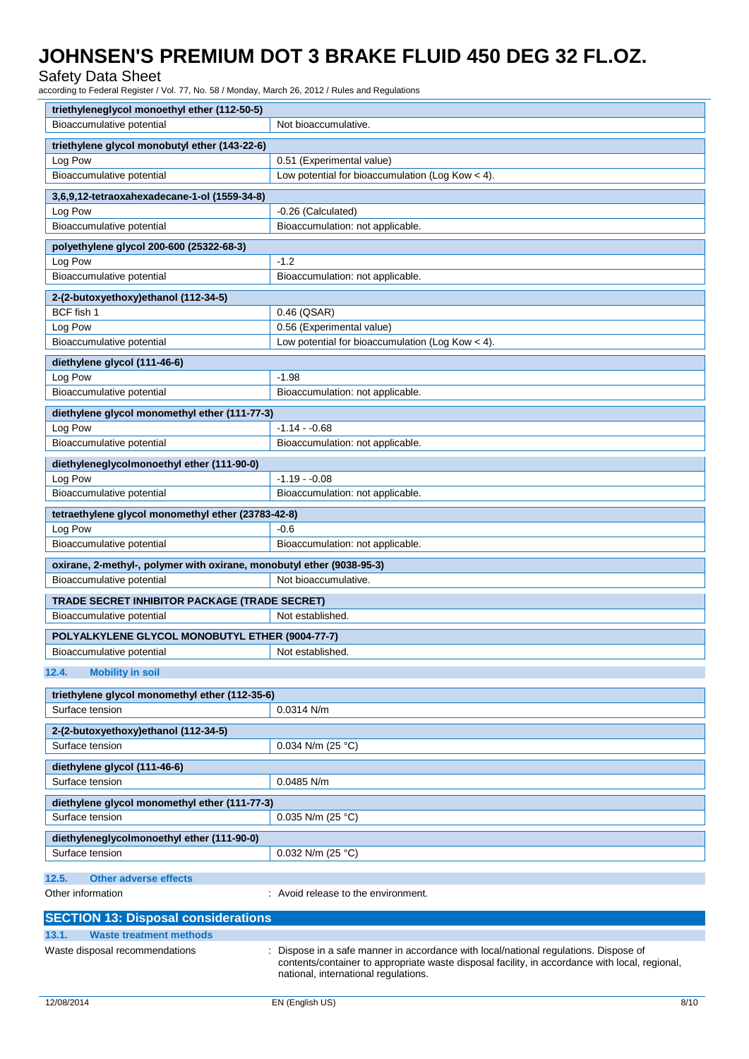| triethyleneglycol monoethyl ether (112-50-5) | |
|---|---|
| Bioaccumulative potential | Not bioaccumulative. |

| triethylene glycol monobutyl ether (143-22-6) | |
|---|---|
| Log Pow | 0.51 (Experimental value) |
| Bioaccumulative potential | Low potential for bioaccumulation (Log Kow < 4). |

| 3,6,9,12-tetraoxahexadecane-1-ol (1559-34-8) | |
|---|---|
| Log Pow | -0.26 (Calculated) |
| Bioaccumulative potential | Bioaccumulation: not applicable. |

| polyethylene glycol 200-600 (25322-68-3) | |
|---|---|
| Log Pow | -1.2 |
| Bioaccumulative potential | Bioaccumulation: not applicable. |

| 2-(2-butoxyethoxy)ethanol (112-34-5) | |
|---|---|
| BCF fish 1 | 0.46 (QSAR) |
| Log Pow | 0.56 (Experimental value) |
| Bioaccumulative potential | Low potential for bioaccumulation (Log Kow < 4). |

| diethylene glycol (111-46-6) | |
|---|---|
| Log Pow | -1.98 |
| Bioaccumulative potential | Bioaccumulation: not applicable. |

| diethylene glycol monomethyl ether (111-77-3) | |
|---|---|
| Log Pow | -1.14 - -0.68 |
| Bioaccumulative potential | Bioaccumulation: not applicable. |

| diethyleneglycolmonoethyl ether (111-90-0) | |
|---|---|
| Log Pow | -1.19 - -0.08 |
| Bioaccumulative potential | Bioaccumulation: not applicable. |

| tetraethylene glycol monomethyl ether (23783-42-8) | |
|---|---|
| Log Pow | -0.6 |
| Bioaccumulative potential | Bioaccumulation: not applicable. |

| oxirane, 2-methyl-, polymer with oxirane, monobutyl ether (9038-95-3) | |
|---|---|
| Bioaccumulative potential | Not bioaccumulative. |

| TRADE SECRET INHIBITOR PACKAGE (TRADE SECRET) | |
|---|---|
| Bioaccumulative potential | Not established. |

| POLYALKYLENE GLYCOL MONOBUTYL ETHER (9004-77-7) | |
|---|---|
| Bioaccumulative potential | Not established. |

### 12.4. Mobility in soil

| triethylene glycol monomethyl ether (112-35-6) | |
|---|---|
| Surface tension | 0.0314 N/m |

| 2-(2-butoxyethoxy)ethanol (112-34-5) | |
|---|---|
| Surface tension | 0.034 N/m (25 °C) |

| diethylene glycol (111-46-6) | |
|---|---|
| Surface tension | 0.0485 N/m |

| diethylene glycol monomethyl ether (111-77-3) | |
|---|---|
| Surface tension | 0.035 N/m (25 °C) |

| diethyleneglycolmonoethyl ether (111-90-0) | |
|---|---|
| Surface tension | 0.032 N/m (25 °C) |

### 12.5. Other adverse effects

Other information : Avoid release to the environment.

## SECTION 13: Disposal considerations

### 13.1. Waste treatment methods

Waste disposal recommendations : Dispose in a safe manner in accordance with local/national regulations. Dispose of contents/container to appropriate waste disposal facility, in accordance with local, regional, national, international regulations.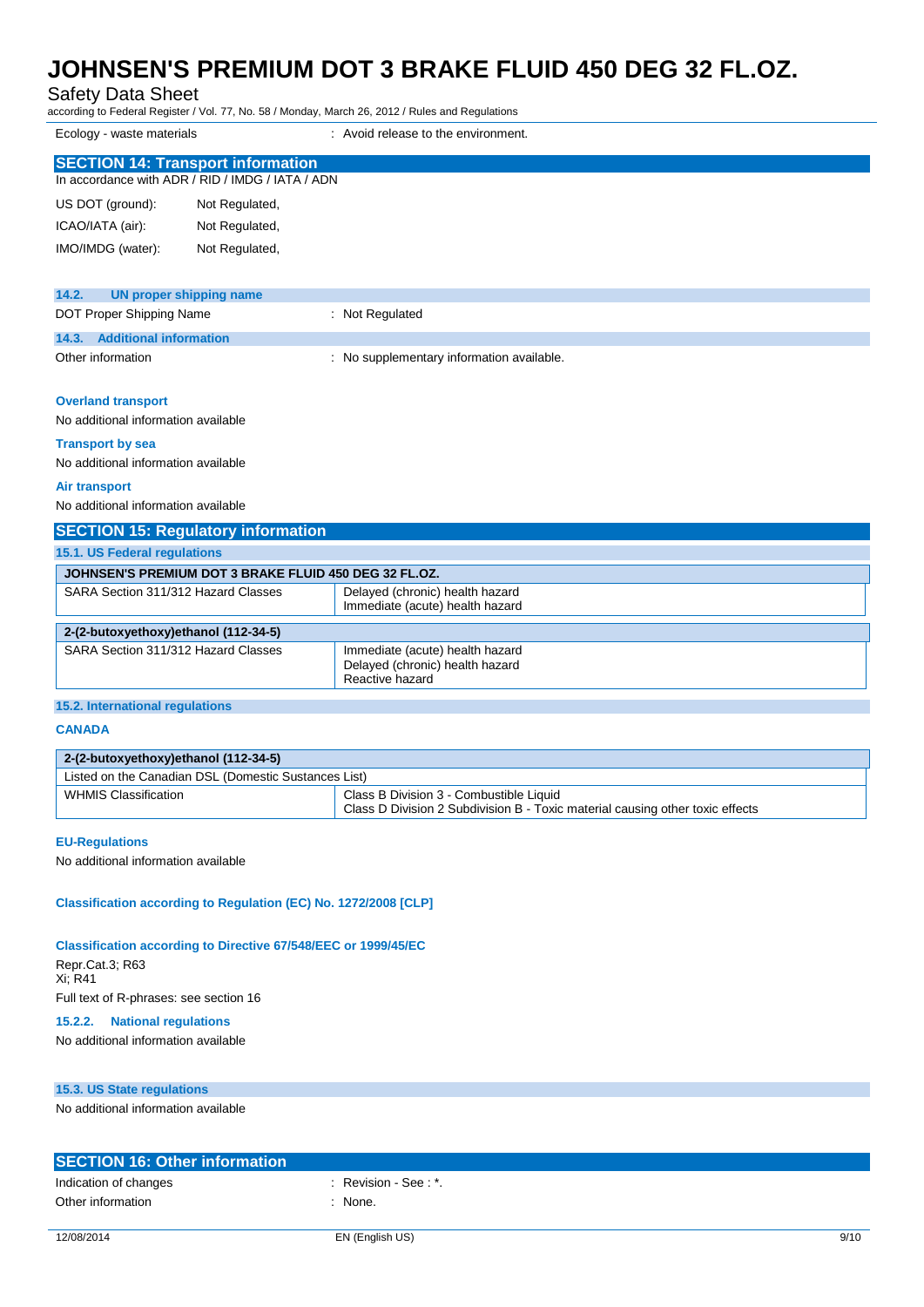| | |
|---|---|
| Ecology - waste materials | : Avoid release to the environment. |

## SECTION 14: Transport information

In accordance with ADR / RID / IMDG / IATA / ADN

| | |
|---|---|
| US DOT (ground): | Not Regulated, |
| ICAO/IATA (air): | Not Regulated, |
| IMO/IMDG (water): | Not Regulated, |

### 14.2. UN proper shipping name

| | |
|---|---|
| DOT Proper Shipping Name | : Not Regulated |

### 14.3. Additional information

| | |
|---|---|
| Other information | : No supplementary information available. |

**Overland transport**

No additional information available

**Transport by sea**

No additional information available

**Air transport**

No additional information available

## SECTION 15: Regulatory information

### 15.1. US Federal regulations

| JOHNSEN'S PREMIUM DOT 3 BRAKE FLUID 450 DEG 32 FL.OZ. | |
|---|---|
| SARA Section 311/312 Hazard Classes | Delayed (chronic) health hazard<br>Immediate (acute) health hazard |

| 2-(2-butoxyethoxy)ethanol (112-34-5) | |
|---|---|
| SARA Section 311/312 Hazard Classes | Immediate (acute) health hazard<br>Delayed (chronic) health hazard<br>Reactive hazard |

### 15.2. International regulations

**CANADA**

| 2-(2-butoxyethoxy)ethanol (112-34-5) | |
|---|---|
| Listed on the Canadian DSL (Domestic Substances List) | |
| WHMIS Classification | Class B Division 3 - Combustible Liquid<br>Class D Division 2 Subdivision B - Toxic material causing other toxic effects |

**EU-Regulations**

No additional information available

**Classification according to Regulation (EC) No. 1272/2008 [CLP]**

**Classification according to Directive 67/548/EEC or 1999/45/EC**

Repr.Cat.3; R63
Xi; R41

Full text of R-phrases: see section 16

### 15.2.2. National regulations

No additional information available

### 15.3. US State regulations

No additional information available

## SECTION 16: Other information

| | |
|---|---|
| Indication of changes | : Revision - See : *. |
| Other information | : None. |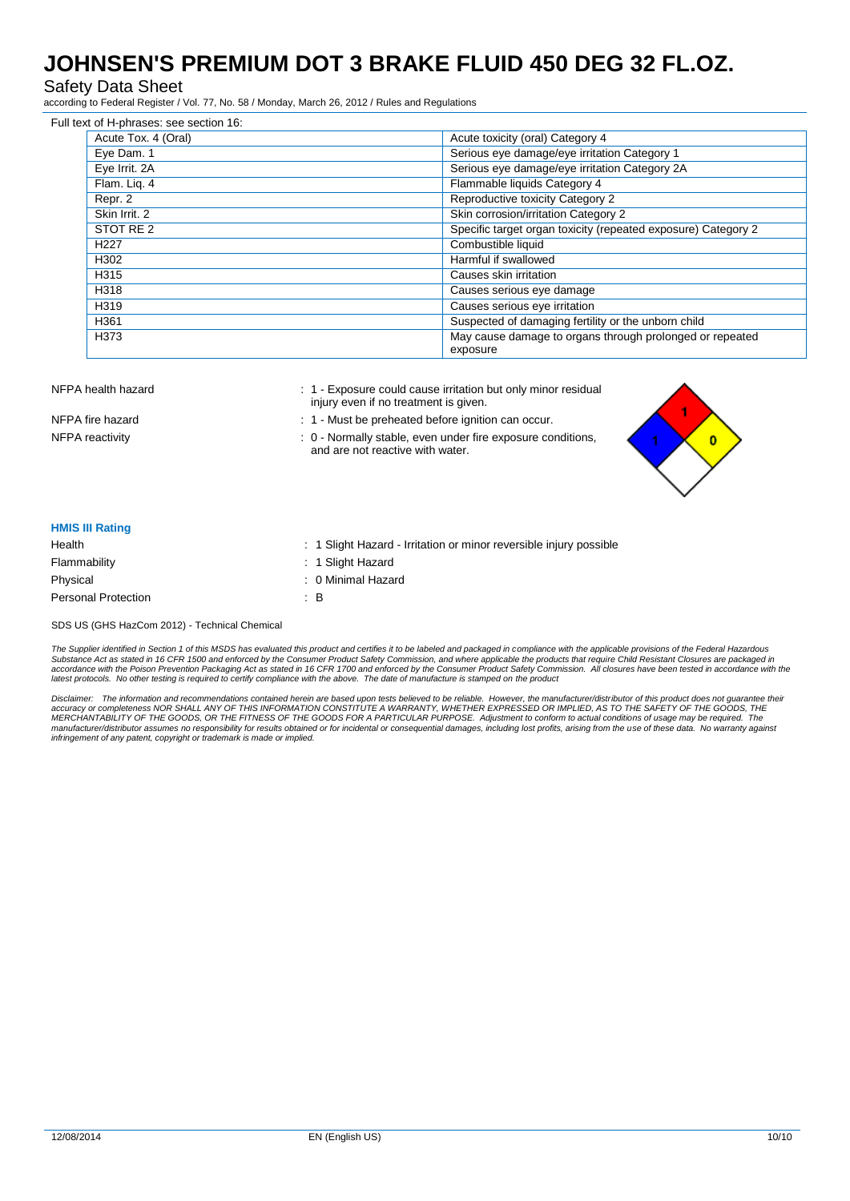Full text of H-phrases: see section 16:

| | |
|---|---|
| Acute Tox. 4 (Oral) | Acute toxicity (oral) Category 4 |
| Eye Dam. 1 | Serious eye damage/eye irritation Category 1 |
| Eye Irrit. 2A | Serious eye damage/eye irritation Category 2A |
| Flam. Liq. 4 | Flammable liquids Category 4 |
| Repr. 2 | Reproductive toxicity Category 2 |
| Skin Irrit. 2 | Skin corrosion/irritation Category 2 |
| STOT RE 2 | Specific target organ toxicity (repeated exposure) Category 2 |
| H227 | Combustible liquid |
| H302 | Harmful if swallowed |
| H315 | Causes skin irritation |
| H318 | Causes serious eye damage |
| H319 | Causes serious eye irritation |
| H361 | Suspected of damaging fertility or the unborn child |
| H373 | May cause damage to organs through prolonged or repeated exposure |

NFPA health hazard : 1 - Exposure could cause irritation but only minor residual injury even if no treatment is given.

NFPA fire hazard : 1 - Must be preheated before ignition can occur.

NFPA reactivity : 0 - Normally stable, even under fire exposure conditions, and are not reactive with water.

1
1
0

### HMIS III Rating

Health : 1 Slight Hazard - Irritation or minor reversible injury possible

Flammability : 1 Slight Hazard

Physical : 0 Minimal Hazard

Personal Protection : B

SDS US (GHS HazCom 2012) - Technical Chemical

*The Supplier identified in Section 1 of this MSDS has evaluated this product and certifies it to be labeled and packaged in compliance with the applicable provisions of the Federal Hazardous Substance Act as stated in 16 CFR 1500 and enforced by the Consumer Product Safety Commission, and where applicable the products that require Child Resistant Closures are packaged in accordance with the Poison Prevention Packaging Act as stated in 16 CFR 1700 and enforced by the Consumer Product Safety Commission. All closures have been tested in accordance with the latest protocols. No other testing is required to certify compliance with the above. The date of manufacture is stamped on the product*

*Disclaimer: The information and recommendations contained herein are based upon tests believed to be reliable. However, the manufacturer/distributor of this product does not guarantee their accuracy or completeness NOR SHALL ANY OF THIS INFORMATION CONSTITUTE A WARRANTY, WHETHER EXPRESSED OR IMPLIED, AS TO THE SAFETY OF THE GOODS, THE MERCHANTABILITY OF THE GOODS, OR THE FITNESS OF THE GOODS FOR A PARTICULAR PURPOSE. Adjustment to conform to actual conditions of usage may be required. The manufacturer/distributor assumes no responsibility for results obtained or for incidental or consequential damages, including lost profits, arising from the use of these data. No warranty against infringement of any patent, copyright or trademark is made or implied.*